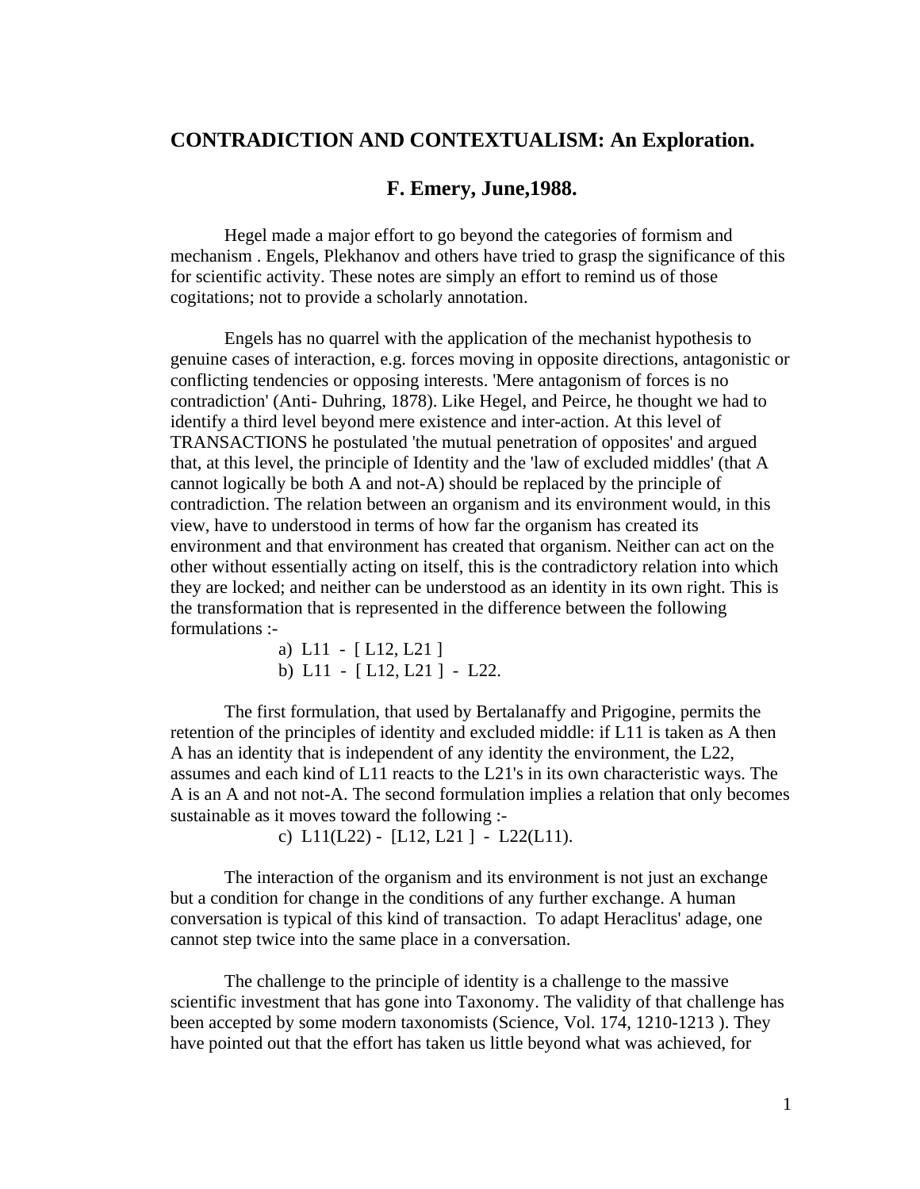# CONTRADICTION AND CONTEXTUALISM: An Exploration.

## F. Emery, June,1988.

Hegel made a major effort to go beyond the categories of formism and mechanism . Engels, Plekhanov and others have tried to grasp the significance of this for scientific activity. These notes are simply an effort to remind us of those cogitations; not to provide a scholarly annotation.

Engels has no quarrel with the application of the mechanist hypothesis to genuine cases of interaction, e.g. forces moving in opposite directions, antagonistic or conflicting tendencies or opposing interests. 'Mere antagonism of forces is no contradiction' (Anti- Duhring, 1878). Like Hegel, and Peirce, he thought we had to identify a third level beyond mere existence and inter-action. At this level of TRANSACTIONS he postulated 'the mutual penetration of opposites' and argued that, at this level, the principle of Identity and the 'law of excluded middles' (that A cannot logically be both A and not-A) should be replaced by the principle of contradiction. The relation between an organism and its environment would, in this view, have to understood in terms of how far the organism has created its environment and that environment has created that organism. Neither can act on the other without essentially acting on itself, this is the contradictory relation into which they are locked; and neither can be understood as an identity in its own right. This is the transformation that is represented in the difference between the following formulations :-

a) L11 - [ L12, L21 ]
b) L11 - [ L12, L21 ] - L22.

The first formulation, that used by Bertalanaffy and Prigogine, permits the retention of the principles of identity and excluded middle: if L11 is taken as A then A has an identity that is independent of any identity the environment, the L22, assumes and each kind of L11 reacts to the L21's in its own characteristic ways. The A is an A and not not-A. The second formulation implies a relation that only becomes sustainable as it moves toward the following :-

c) L11(L22) - [L12, L21 ] - L22(L11).

The interaction of the organism and its environment is not just an exchange but a condition for change in the conditions of any further exchange. A human conversation is typical of this kind of transaction. To adapt Heraclitus' adage, one cannot step twice into the same place in a conversation.

The challenge to the principle of identity is a challenge to the massive scientific investment that has gone into Taxonomy. The validity of that challenge has been accepted by some modern taxonomists (Science, Vol. 174, 1210-1213 ). They have pointed out that the effort has taken us little beyond what was achieved, for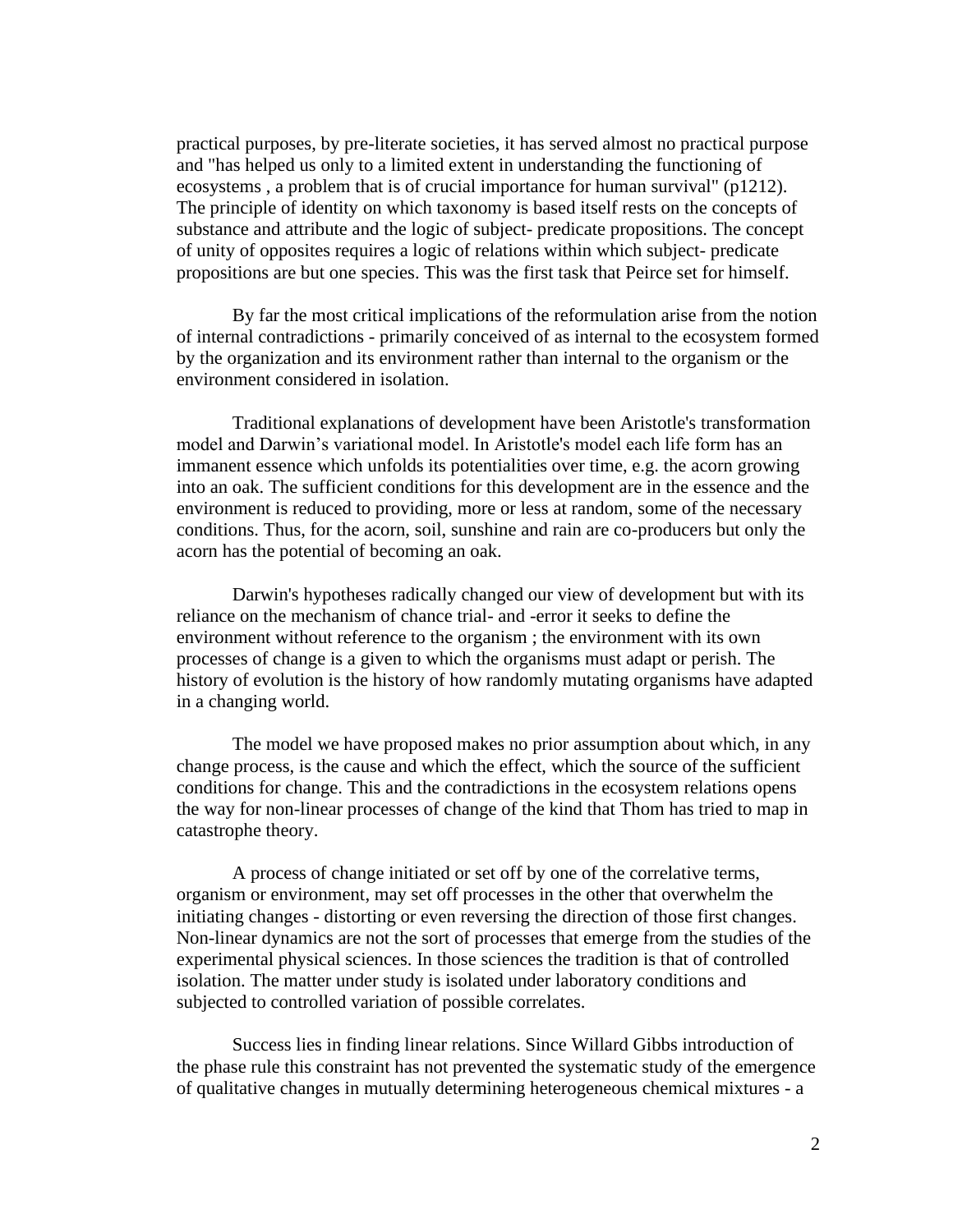practical purposes, by pre-literate societies, it has served almost no practical purpose and "has helped us only to a limited extent in understanding the functioning of ecosystems , a problem that is of crucial importance for human survival" (p1212). The principle of identity on which taxonomy is based itself rests on the concepts of substance and attribute and the logic of subject- predicate propositions. The concept of unity of opposites requires a logic of relations within which subject- predicate propositions are but one species. This was the first task that Peirce set for himself.

By far the most critical implications of the reformulation arise from the notion of internal contradictions - primarily conceived of as internal to the ecosystem formed by the organization and its environment rather than internal to the organism or the environment considered in isolation.

Traditional explanations of development have been Aristotle's transformation model and Darwin's variational model. In Aristotle's model each life form has an immanent essence which unfolds its potentialities over time, e.g. the acorn growing into an oak. The sufficient conditions for this development are in the essence and the environment is reduced to providing, more or less at random, some of the necessary conditions. Thus, for the acorn, soil, sunshine and rain are co-producers but only the acorn has the potential of becoming an oak.

Darwin's hypotheses radically changed our view of development but with its reliance on the mechanism of chance trial- and -error it seeks to define the environment without reference to the organism ; the environment with its own processes of change is a given to which the organisms must adapt or perish. The history of evolution is the history of how randomly mutating organisms have adapted in a changing world.

The model we have proposed makes no prior assumption about which, in any change process, is the cause and which the effect, which the source of the sufficient conditions for change. This and the contradictions in the ecosystem relations opens the way for non-linear processes of change of the kind that Thom has tried to map in catastrophe theory.

A process of change initiated or set off by one of the correlative terms, organism or environment, may set off processes in the other that overwhelm the initiating changes - distorting or even reversing the direction of those first changes. Non-linear dynamics are not the sort of processes that emerge from the studies of the experimental physical sciences. In those sciences the tradition is that of controlled isolation. The matter under study is isolated under laboratory conditions and subjected to controlled variation of possible correlates.

Success lies in finding linear relations. Since Willard Gibbs introduction of the phase rule this constraint has not prevented the systematic study of the emergence of qualitative changes in mutually determining heterogeneous chemical mixtures - a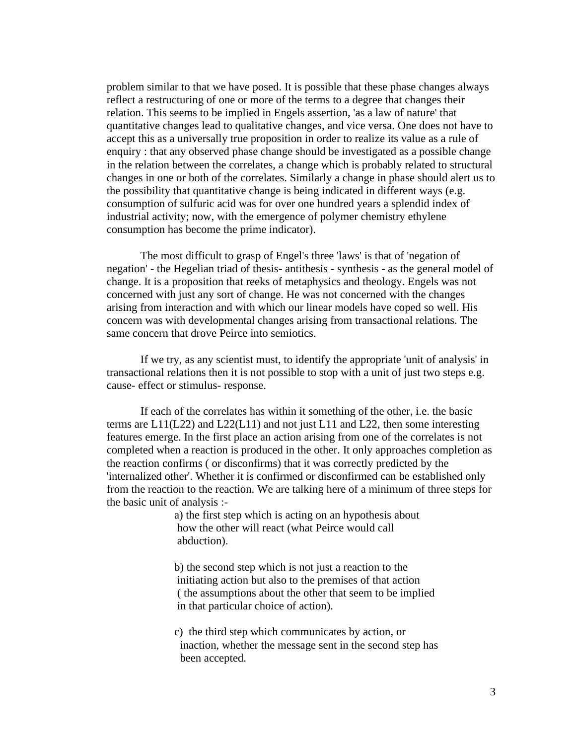problem similar to that we have posed. It is possible that these phase changes always reflect a restructuring of one or more of the terms to a degree that changes their relation. This seems to be implied in Engels assertion, 'as a law of nature' that quantitative changes lead to qualitative changes, and vice versa. One does not have to accept this as a universally true proposition in order to realize its value as a rule of enquiry : that any observed phase change should be investigated as a possible change in the relation between the correlates, a change which is probably related to structural changes in one or both of the correlates. Similarly a change in phase should alert us to the possibility that quantitative change is being indicated in different ways (e.g. consumption of sulfuric acid was for over one hundred years a splendid index of industrial activity; now, with the emergence of polymer chemistry ethylene consumption has become the prime indicator).

The most difficult to grasp of Engel's three 'laws' is that of 'negation of negation' - the Hegelian triad of thesis- antithesis - synthesis - as the general model of change. It is a proposition that reeks of metaphysics and theology. Engels was not concerned with just any sort of change. He was not concerned with the changes arising from interaction and with which our linear models have coped so well. His concern was with developmental changes arising from transactional relations. The same concern that drove Peirce into semiotics.

If we try, as any scientist must, to identify the appropriate 'unit of analysis' in transactional relations then it is not possible to stop with a unit of just two steps e.g. cause- effect or stimulus- response.

If each of the correlates has within it something of the other, i.e. the basic terms are L11(L22) and L22(L11) and not just L11 and L22, then some interesting features emerge. In the first place an action arising from one of the correlates is not completed when a reaction is produced in the other. It only approaches completion as the reaction confirms ( or disconfirms) that it was correctly predicted by the 'internalized other'. Whether it is confirmed or disconfirmed can be established only from the reaction to the reaction. We are talking here of a minimum of three steps for the basic unit of analysis :-

a) the first step which is acting on an hypothesis about how the other will react (what Peirce would call abduction).

b) the second step which is not just a reaction to the initiating action but also to the premises of that action ( the assumptions about the other that seem to be implied in that particular choice of action).

c) the third step which communicates by action, or inaction, whether the message sent in the second step has been accepted.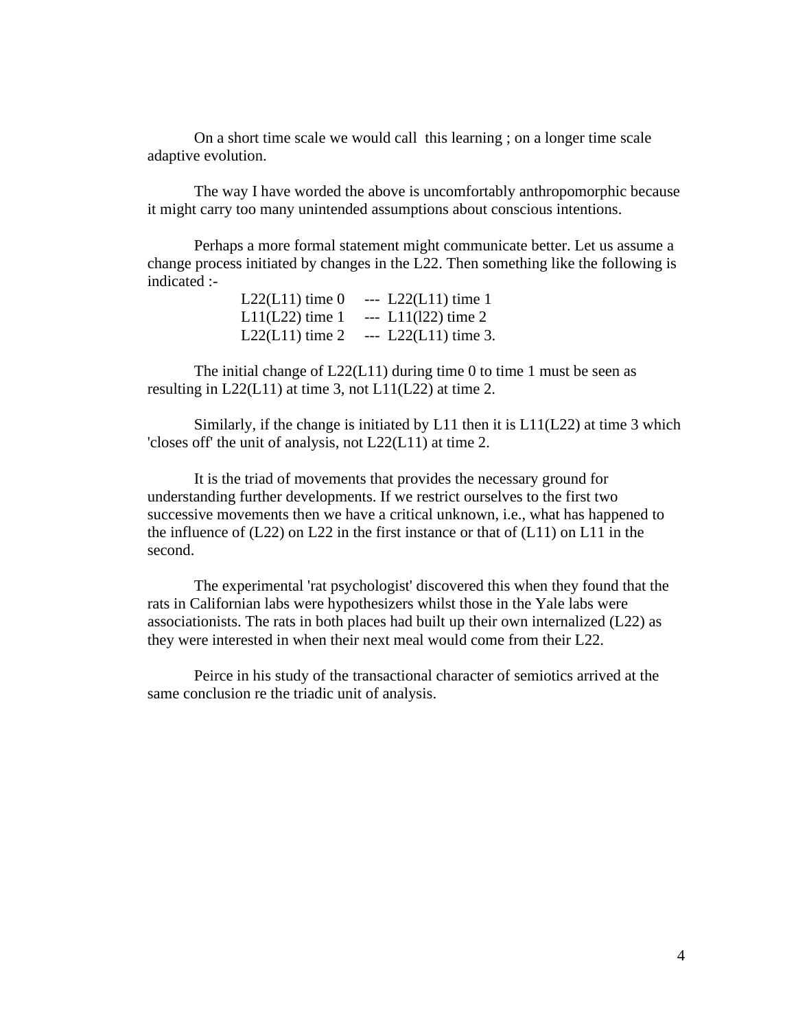On a short time scale we would call this learning ; on a longer time scale adaptive evolution.

The way I have worded the above is uncomfortably anthropomorphic because it might carry too many unintended assumptions about conscious intentions.

Perhaps a more formal statement might communicate better. Let us assume a change process initiated by changes in the L22. Then something like the following is indicated :-

L22(L11) time 0 --- L22(L11) time 1
L11(L22) time 1 --- L11(l22) time 2
L22(L11) time 2 --- L22(L11) time 3.

The initial change of L22(L11) during time 0 to time 1 must be seen as resulting in L22(L11) at time 3, not L11(L22) at time 2.

Similarly, if the change is initiated by L11 then it is L11(L22) at time 3 which 'closes off' the unit of analysis, not L22(L11) at time 2.

It is the triad of movements that provides the necessary ground for understanding further developments. If we restrict ourselves to the first two successive movements then we have a critical unknown, i.e., what has happened to the influence of (L22) on L22 in the first instance or that of (L11) on L11 in the second.

The experimental 'rat psychologist' discovered this when they found that the rats in Californian labs were hypothesizers whilst those in the Yale labs were associationists. The rats in both places had built up their own internalized (L22) as they were interested in when their next meal would come from their L22.

Peirce in his study of the transactional character of semiotics arrived at the same conclusion re the triadic unit of analysis.